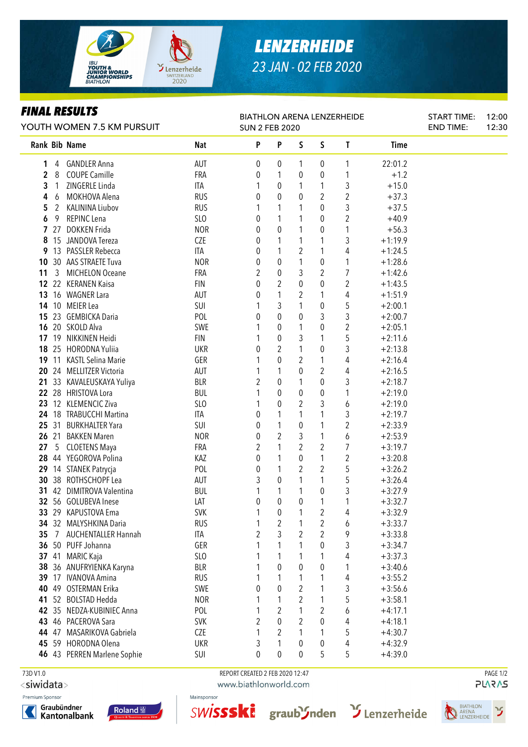# LENZERHEIDE

23 JAN - 02 FEB 2020

## FINAL RESULTS

YOUTH WOMEN 7.5 KM PURSUIT

BIATHLON ARENA LENZERHEIDE
SUN 2 FEB 2020

START TIME: 12:00
END TIME: 12:30

| Rank | Bib | Name | Nat | P | P | S | S | T | Time |
|---|---|---|---|---|---|---|---|---|---|
| 1 | 4 | GANDLER Anna | AUT | 0 | 0 | 1 | 0 | 1 | 22:01.2 |
| 2 | 8 | COUPE Camille | FRA | 0 | 1 | 0 | 0 | 1 | +1.2 |
| 3 | 1 | ZINGERLE Linda | ITA | 1 | 0 | 1 | 1 | 3 | +15.0 |
| 4 | 6 | MOKHOVA Alena | RUS | 0 | 0 | 0 | 2 | 2 | +37.3 |
| 5 | 2 | KALININA Liubov | RUS | 1 | 1 | 1 | 0 | 3 | +37.5 |
| 6 | 9 | REPINC Lena | SLO | 0 | 1 | 1 | 0 | 2 | +40.9 |
| 7 | 27 | DOKKEN Frida | NOR | 0 | 0 | 1 | 0 | 1 | +56.3 |
| 8 | 15 | JANDOVA Tereza | CZE | 0 | 1 | 1 | 1 | 3 | +1:19.9 |
| 9 | 13 | PASSLER Rebecca | ITA | 0 | 1 | 2 | 1 | 4 | +1:24.5 |
| 10 | 30 | AAS STRAETE Tuva | NOR | 0 | 0 | 1 | 0 | 1 | +1:28.6 |
| 11 | 3 | MICHELON Oceane | FRA | 2 | 0 | 3 | 2 | 7 | +1:42.6 |
| 12 | 22 | KERANEN Kaisa | FIN | 0 | 2 | 0 | 0 | 2 | +1:43.5 |
| 13 | 16 | WAGNER Lara | AUT | 0 | 1 | 2 | 1 | 4 | +1:51.9 |
| 14 | 10 | MEIER Lea | SUI | 1 | 3 | 1 | 0 | 5 | +2:00.1 |
| 15 | 23 | GEMBICKA Daria | POL | 0 | 0 | 0 | 3 | 3 | +2:00.7 |
| 16 | 20 | SKOLD Alva | SWE | 1 | 0 | 1 | 0 | 2 | +2:05.1 |
| 17 | 19 | NIKKINEN Heidi | FIN | 1 | 0 | 3 | 1 | 5 | +2:11.6 |
| 18 | 25 | HORODNA Yuliia | UKR | 0 | 2 | 1 | 0 | 3 | +2:13.8 |
| 19 | 11 | KASTL Selina Marie | GER | 1 | 0 | 2 | 1 | 4 | +2:16.4 |
| 20 | 24 | MELLITZER Victoria | AUT | 1 | 1 | 0 | 2 | 4 | +2:16.5 |
| 21 | 33 | KAVALEUSKAYA Yuliya | BLR | 2 | 0 | 1 | 0 | 3 | +2:18.7 |
| 22 | 28 | HRISTOVA Lora | BUL | 1 | 0 | 0 | 0 | 1 | +2:19.0 |
| 23 | 12 | KLEMENCIC Ziva | SLO | 1 | 0 | 2 | 3 | 6 | +2:19.0 |
| 24 | 18 | TRABUCCHI Martina | ITA | 0 | 1 | 1 | 1 | 3 | +2:19.7 |
| 25 | 31 | BURKHALTER Yara | SUI | 0 | 1 | 0 | 1 | 2 | +2:33.9 |
| 26 | 21 | BAKKEN Maren | NOR | 0 | 2 | 3 | 1 | 6 | +2:53.9 |
| 27 | 5 | CLOETENS Maya | FRA | 2 | 1 | 2 | 2 | 7 | +3:19.7 |
| 28 | 44 | YEGOROVA Polina | KAZ | 0 | 1 | 0 | 1 | 2 | +3:20.8 |
| 29 | 14 | STANEK Patrycja | POL | 0 | 1 | 2 | 2 | 5 | +3:26.2 |
| 30 | 38 | ROTHSCHOPF Lea | AUT | 3 | 0 | 1 | 1 | 5 | +3:26.4 |
| 31 | 42 | DIMITROVA Valentina | BUL | 1 | 1 | 1 | 0 | 3 | +3:27.9 |
| 32 | 56 | GOLUBEVA Inese | LAT | 0 | 0 | 0 | 1 | 1 | +3:32.7 |
| 33 | 29 | KAPUSTOVA Ema | SVK | 1 | 0 | 1 | 2 | 4 | +3:32.9 |
| 34 | 32 | MALYSHKINA Daria | RUS | 1 | 2 | 1 | 2 | 6 | +3:33.7 |
| 35 | 7 | AUCHENTALLER Hannah | ITA | 2 | 3 | 2 | 2 | 9 | +3:33.8 |
| 36 | 50 | PUFF Johanna | GER | 1 | 1 | 1 | 0 | 3 | +3:34.7 |
| 37 | 41 | MARIC Kaja | SLO | 1 | 1 | 1 | 1 | 4 | +3:37.3 |
| 38 | 36 | ANUFRYIENKA Karyna | BLR | 1 | 0 | 0 | 0 | 1 | +3:40.6 |
| 39 | 17 | IVANOVA Amina | RUS | 1 | 1 | 1 | 1 | 4 | +3:55.2 |
| 40 | 49 | OSTERMAN Erika | SWE | 0 | 0 | 2 | 1 | 3 | +3:56.6 |
| 41 | 52 | BOLSTAD Hedda | NOR | 1 | 1 | 2 | 1 | 5 | +3:58.1 |
| 42 | 35 | NEDZA-KUBINIEC Anna | POL | 1 | 2 | 1 | 2 | 6 | +4:17.1 |
| 43 | 46 | PACEROVA Sara | SVK | 2 | 0 | 2 | 0 | 4 | +4:18.1 |
| 44 | 47 | MASARIKOVA Gabriela | CZE | 1 | 2 | 1 | 1 | 5 | +4:30.7 |
| 45 | 59 | HORODNA Olena | UKR | 3 | 1 | 0 | 0 | 4 | +4:32.9 |
| 46 | 43 | PERREN Marlene Sophie | SUI | 0 | 0 | 0 | 5 | 5 | +4:39.0 |

73D V1.0
REPORT CREATED 2 FEB 2020 12:47
www.biathlonworld.com

Premium Sponsor: Graubündner Kantonalbank, Roland
Mainsponsor: swissski, graubünden, Lenzerheide, Biathlon Arena Lenzerheide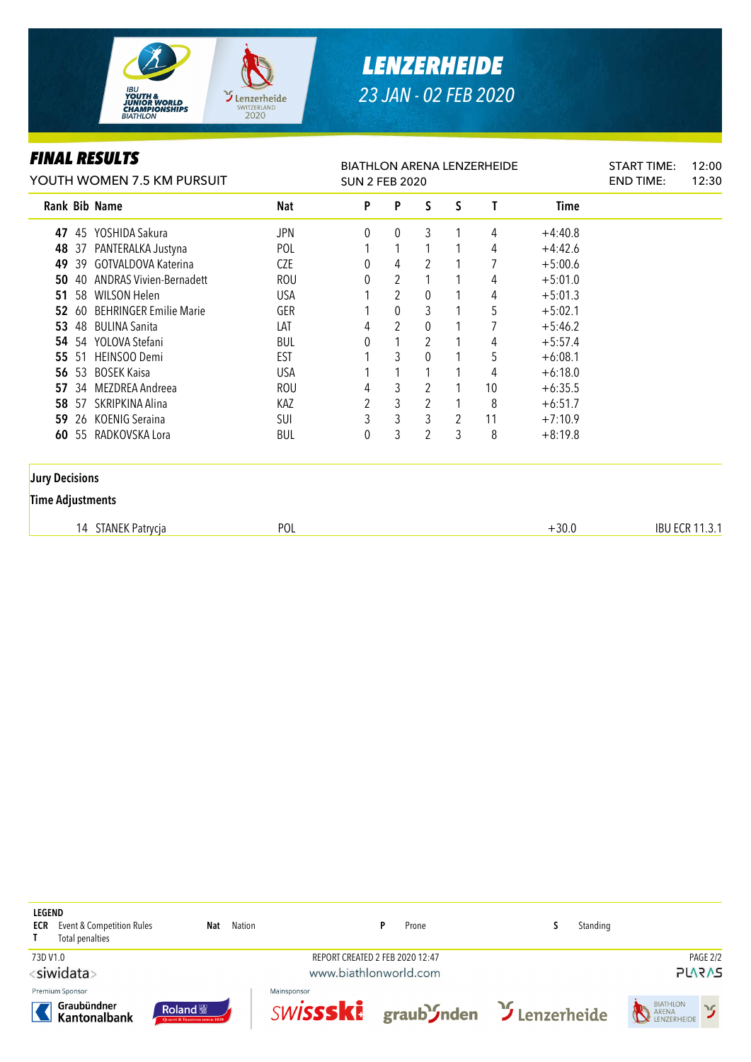# LENZERHEIDE

*23 JAN - 02 FEB 2020*

## FINAL RESULTS

YOUTH WOMEN 7.5 KM PURSUIT

BIATHLON ARENA LENZERHEIDE
SUN 2 FEB 2020

START TIME: 12:00
END TIME: 12:30

| Rank | Bib | Name | Nat | P | P | S | S | T | Time |
|---|---|---|---|---|---|---|---|---|---|
| **47** | 45 | YOSHIDA Sakura | JPN | 0 | 0 | 3 | 1 | 4 | +4:40.8 |
| **48** | 37 | PANTERALKA Justyna | POL | 1 | 1 | 1 | 1 | 4 | +4:42.6 |
| **49** | 39 | GOTVALDOVA Katerina | CZE | 0 | 4 | 2 | 1 | 7 | +5:00.6 |
| **50** | 40 | ANDRAS Vivien-Bernadett | ROU | 0 | 2 | 1 | 1 | 4 | +5:01.0 |
| **51** | 58 | WILSON Helen | USA | 1 | 2 | 0 | 1 | 4 | +5:01.3 |
| **52** | 60 | BEHRINGER Emilie Marie | GER | 1 | 0 | 3 | 1 | 5 | +5:02.1 |
| **53** | 48 | BULINA Sanita | LAT | 4 | 2 | 0 | 1 | 7 | +5:46.2 |
| **54** | 54 | YOLOVA Stefani | BUL | 0 | 1 | 2 | 1 | 4 | +5:57.4 |
| **55** | 51 | HEINSOO Demi | EST | 1 | 3 | 0 | 1 | 5 | +6:08.1 |
| **56** | 53 | BOSEK Kaisa | USA | 1 | 1 | 1 | 1 | 4 | +6:18.0 |
| **57** | 34 | MEZDREA Andreea | ROU | 4 | 3 | 2 | 1 | 10 | +6:35.5 |
| **58** | 57 | SKRIPKINA Alina | KAZ | 2 | 3 | 2 | 1 | 8 | +6:51.7 |
| **59** | 26 | KOENIG Seraina | SUI | 3 | 3 | 3 | 2 | 11 | +7:10.9 |
| **60** | 55 | RADKOVSKA Lora | BUL | 0 | 3 | 2 | 3 | 8 | +8:19.8 |

### Jury Decisions

### Time Adjustments

| | | | | |
|---|---|---|---|---|
| 14 | STANEK Patrycja | POL | +30.0 | IBU ECR 11.3.1 |

**LEGEND**

| | | | | | | | |
|---|---|---|---|---|---|---|---|
| **ECR** | Event & Competition Rules | **Nat** | Nation | **P** | Prone | **S** | Standing |
| **T** | Total penalties | | | | | | |

73D V1.0

REPORT CREATED 2 FEB 2020 12:47

www.biathlonworld.com

Premium Sponsor: Graubündner Kantonalbank, Roland

Mainsponsor: swissski, graubünden, Lenzerheide, Biathlon Arena Lenzerheide